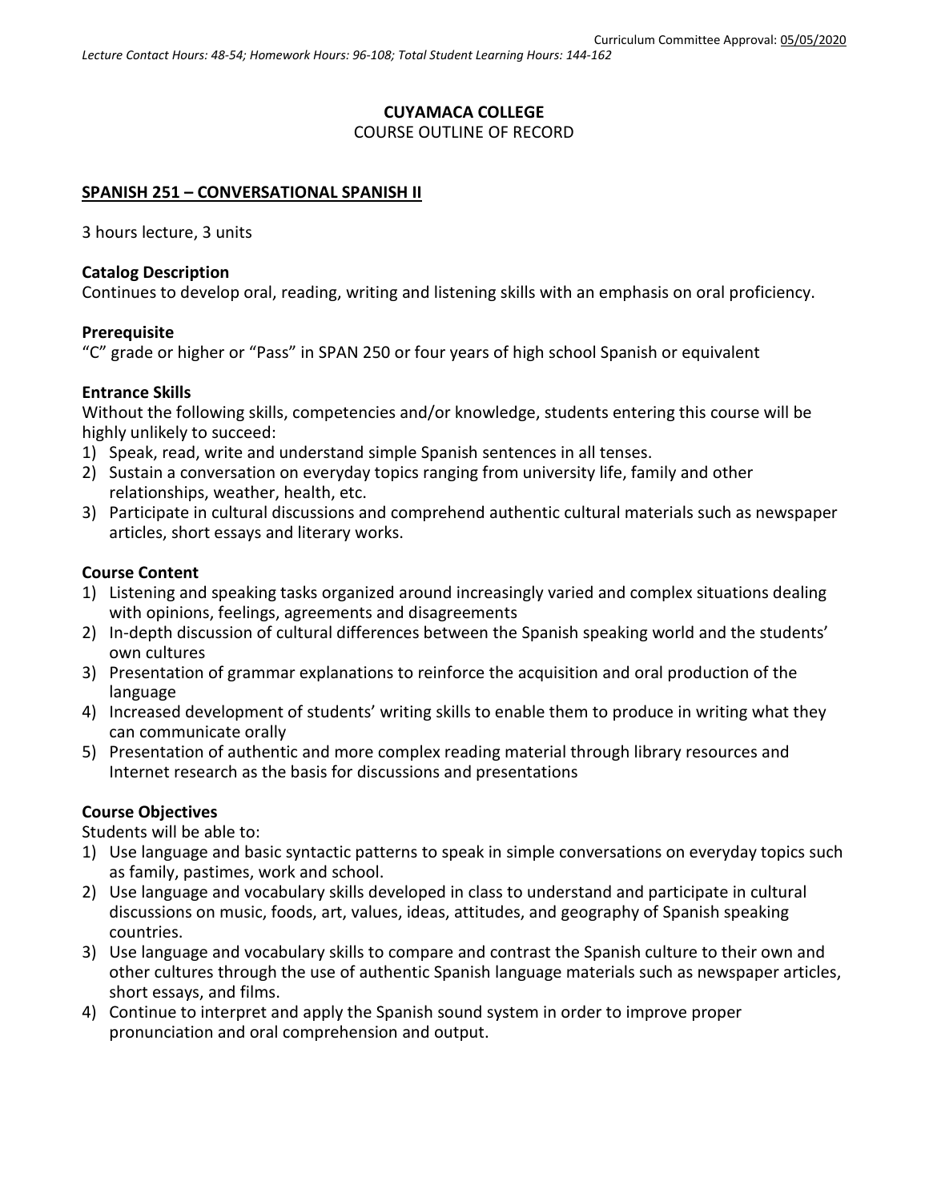Curriculum Committee Approval: 05/05/2020

*Lecture Contact Hours: 48-54; Homework Hours: 96-108; Total Student Learning Hours: 144-162*

# CUYAMACA COLLEGE
COURSE OUTLINE OF RECORD

## SPANISH 251 – CONVERSATIONAL SPANISH II

3 hours lecture, 3 units

### Catalog Description
Continues to develop oral, reading, writing and listening skills with an emphasis on oral proficiency.

### Prerequisite
"C" grade or higher or "Pass" in SPAN 250 or four years of high school Spanish or equivalent

### Entrance Skills
Without the following skills, competencies and/or knowledge, students entering this course will be highly unlikely to succeed:
1) Speak, read, write and understand simple Spanish sentences in all tenses.
2) Sustain a conversation on everyday topics ranging from university life, family and other relationships, weather, health, etc.
3) Participate in cultural discussions and comprehend authentic cultural materials such as newspaper articles, short essays and literary works.

### Course Content
1) Listening and speaking tasks organized around increasingly varied and complex situations dealing with opinions, feelings, agreements and disagreements
2) In-depth discussion of cultural differences between the Spanish speaking world and the students' own cultures
3) Presentation of grammar explanations to reinforce the acquisition and oral production of the language
4) Increased development of students' writing skills to enable them to produce in writing what they can communicate orally
5) Presentation of authentic and more complex reading material through library resources and Internet research as the basis for discussions and presentations

### Course Objectives
Students will be able to:
1) Use language and basic syntactic patterns to speak in simple conversations on everyday topics such as family, pastimes, work and school.
2) Use language and vocabulary skills developed in class to understand and participate in cultural discussions on music, foods, art, values, ideas, attitudes, and geography of Spanish speaking countries.
3) Use language and vocabulary skills to compare and contrast the Spanish culture to their own and other cultures through the use of authentic Spanish language materials such as newspaper articles, short essays, and films.
4) Continue to interpret and apply the Spanish sound system in order to improve proper pronunciation and oral comprehension and output.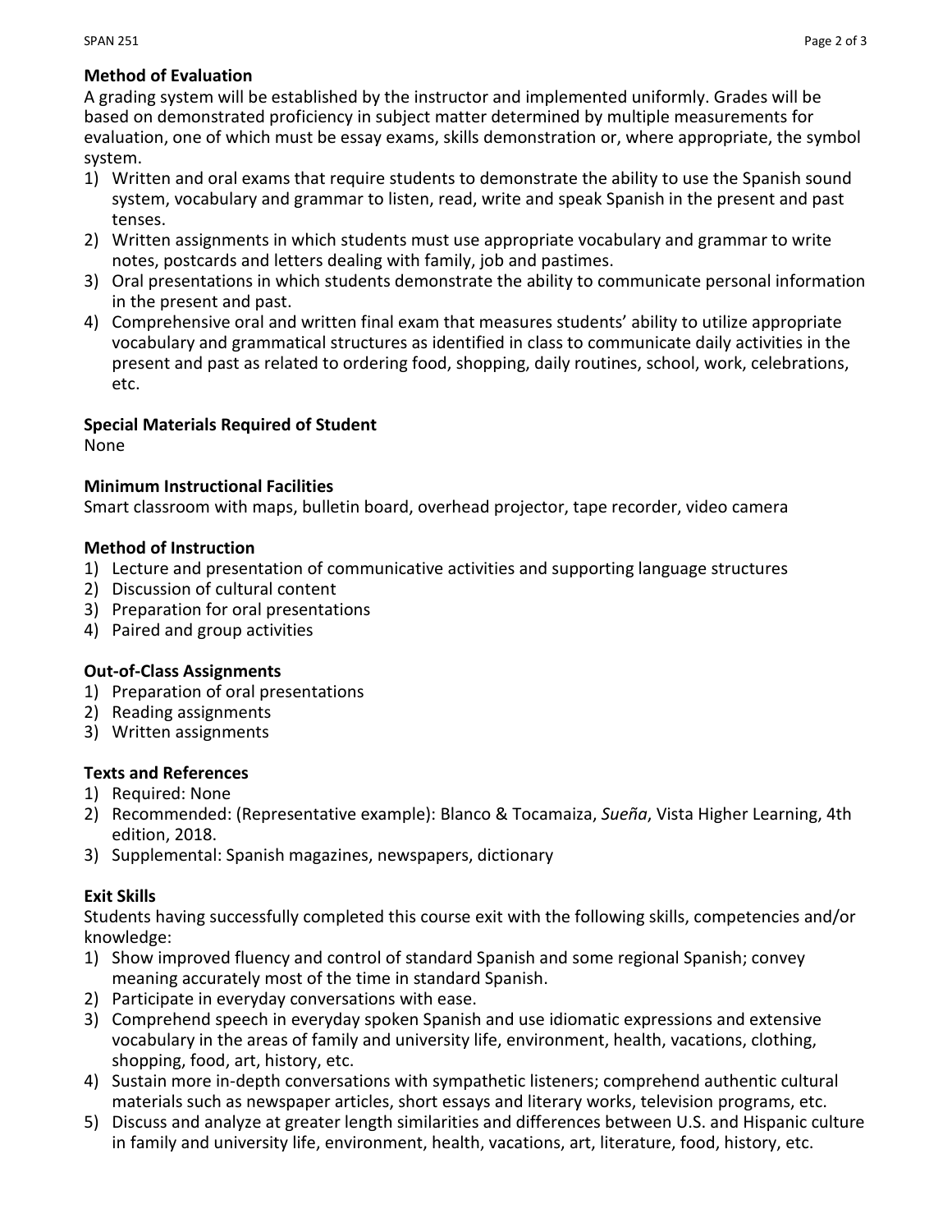**Method of Evaluation**

A grading system will be established by the instructor and implemented uniformly. Grades will be based on demonstrated proficiency in subject matter determined by multiple measurements for evaluation, one of which must be essay exams, skills demonstration or, where appropriate, the symbol system.

1) Written and oral exams that require students to demonstrate the ability to use the Spanish sound system, vocabulary and grammar to listen, read, write and speak Spanish in the present and past tenses.
2) Written assignments in which students must use appropriate vocabulary and grammar to write notes, postcards and letters dealing with family, job and pastimes.
3) Oral presentations in which students demonstrate the ability to communicate personal information in the present and past.
4) Comprehensive oral and written final exam that measures students' ability to utilize appropriate vocabulary and grammatical structures as identified in class to communicate daily activities in the present and past as related to ordering food, shopping, daily routines, school, work, celebrations, etc.

**Special Materials Required of Student**

None

**Minimum Instructional Facilities**

Smart classroom with maps, bulletin board, overhead projector, tape recorder, video camera

**Method of Instruction**

1) Lecture and presentation of communicative activities and supporting language structures
2) Discussion of cultural content
3) Preparation for oral presentations
4) Paired and group activities

**Out-of-Class Assignments**

1) Preparation of oral presentations
2) Reading assignments
3) Written assignments

**Texts and References**

1) Required: None
2) Recommended: (Representative example): Blanco & Tocamaiza, *Sueña*, Vista Higher Learning, 4th edition, 2018.
3) Supplemental: Spanish magazines, newspapers, dictionary

**Exit Skills**

Students having successfully completed this course exit with the following skills, competencies and/or knowledge:

1) Show improved fluency and control of standard Spanish and some regional Spanish; convey meaning accurately most of the time in standard Spanish.
2) Participate in everyday conversations with ease.
3) Comprehend speech in everyday spoken Spanish and use idiomatic expressions and extensive vocabulary in the areas of family and university life, environment, health, vacations, clothing, shopping, food, art, history, etc.
4) Sustain more in-depth conversations with sympathetic listeners; comprehend authentic cultural materials such as newspaper articles, short essays and literary works, television programs, etc.
5) Discuss and analyze at greater length similarities and differences between U.S. and Hispanic culture in family and university life, environment, health, vacations, art, literature, food, history, etc.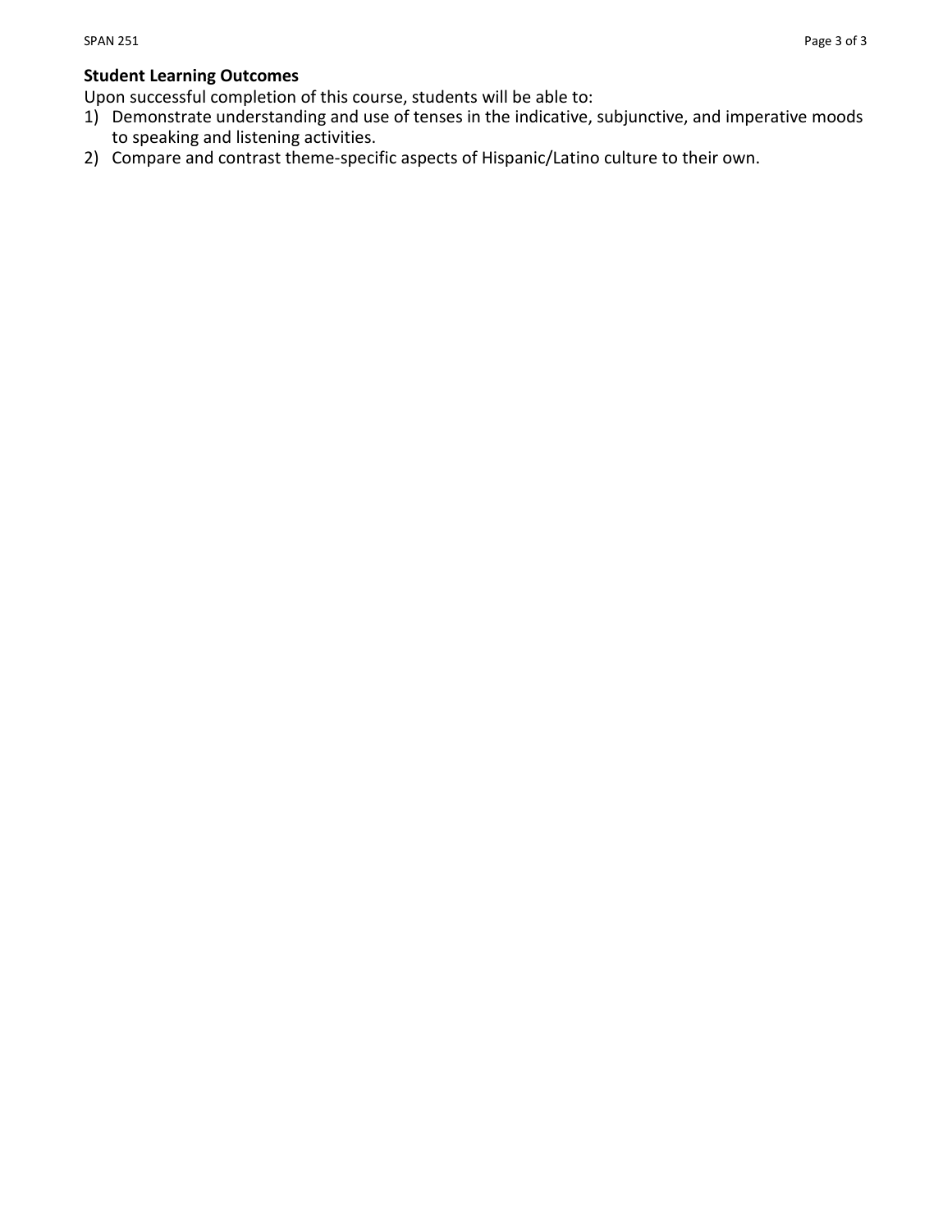**Student Learning Outcomes**

Upon successful completion of this course, students will be able to:

1) Demonstrate understanding and use of tenses in the indicative, subjunctive, and imperative moods to speaking and listening activities.
2) Compare and contrast theme-specific aspects of Hispanic/Latino culture to their own.